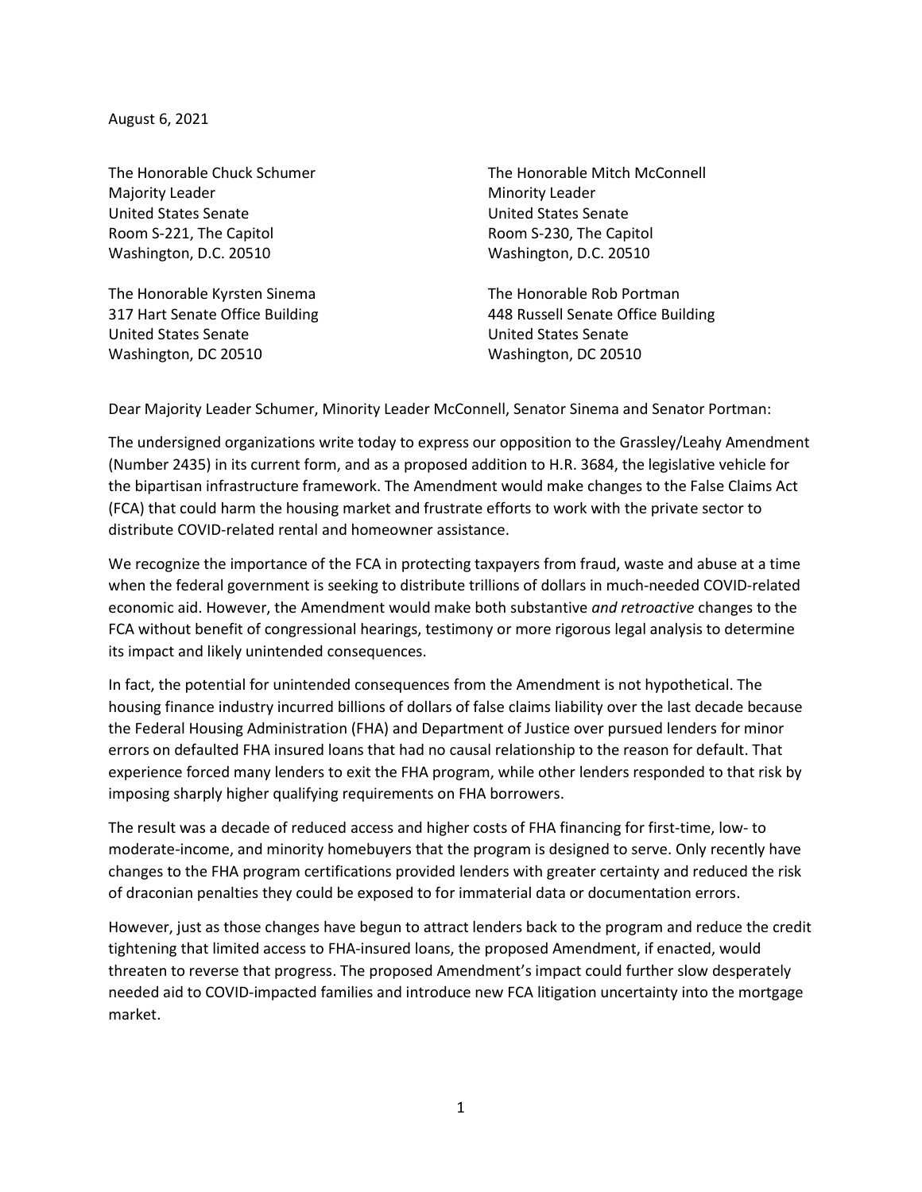August 6, 2021

The Honorable Chuck Schumer
Majority Leader
United States Senate
Room S-221, The Capitol
Washington, D.C. 20510

The Honorable Mitch McConnell
Minority Leader
United States Senate
Room S-230, The Capitol
Washington, D.C. 20510

The Honorable Kyrsten Sinema
317 Hart Senate Office Building
United States Senate
Washington, DC 20510

The Honorable Rob Portman
448 Russell Senate Office Building
United States Senate
Washington, DC 20510

Dear Majority Leader Schumer, Minority Leader McConnell, Senator Sinema and Senator Portman:

The undersigned organizations write today to express our opposition to the Grassley/Leahy Amendment (Number 2435) in its current form, and as a proposed addition to H.R. 3684, the legislative vehicle for the bipartisan infrastructure framework. The Amendment would make changes to the False Claims Act (FCA) that could harm the housing market and frustrate efforts to work with the private sector to distribute COVID-related rental and homeowner assistance.

We recognize the importance of the FCA in protecting taxpayers from fraud, waste and abuse at a time when the federal government is seeking to distribute trillions of dollars in much-needed COVID-related economic aid. However, the Amendment would make both substantive *and retroactive* changes to the FCA without benefit of congressional hearings, testimony or more rigorous legal analysis to determine its impact and likely unintended consequences.

In fact, the potential for unintended consequences from the Amendment is not hypothetical. The housing finance industry incurred billions of dollars of false claims liability over the last decade because the Federal Housing Administration (FHA) and Department of Justice over pursued lenders for minor errors on defaulted FHA insured loans that had no causal relationship to the reason for default. That experience forced many lenders to exit the FHA program, while other lenders responded to that risk by imposing sharply higher qualifying requirements on FHA borrowers.

The result was a decade of reduced access and higher costs of FHA financing for first-time, low- to moderate-income, and minority homebuyers that the program is designed to serve. Only recently have changes to the FHA program certifications provided lenders with greater certainty and reduced the risk of draconian penalties they could be exposed to for immaterial data or documentation errors.

However, just as those changes have begun to attract lenders back to the program and reduce the credit tightening that limited access to FHA-insured loans, the proposed Amendment, if enacted, would threaten to reverse that progress. The proposed Amendment's impact could further slow desperately needed aid to COVID-impacted families and introduce new FCA litigation uncertainty into the mortgage market.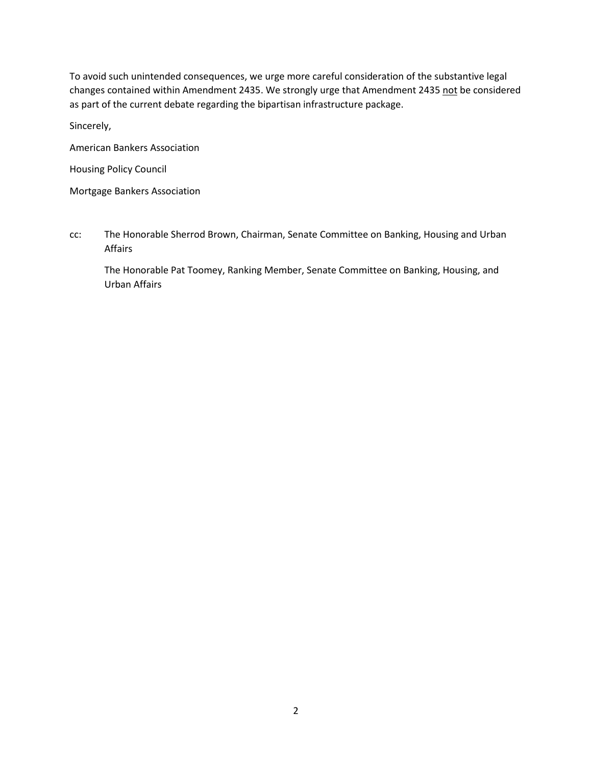To avoid such unintended consequences, we urge more careful consideration of the substantive legal changes contained within Amendment 2435. We strongly urge that Amendment 2435 <u>not</u> be considered as part of the current debate regarding the bipartisan infrastructure package.

Sincerely,

American Bankers Association

Housing Policy Council

Mortgage Bankers Association

cc: The Honorable Sherrod Brown, Chairman, Senate Committee on Banking, Housing and Urban Affairs

The Honorable Pat Toomey, Ranking Member, Senate Committee on Banking, Housing, and Urban Affairs